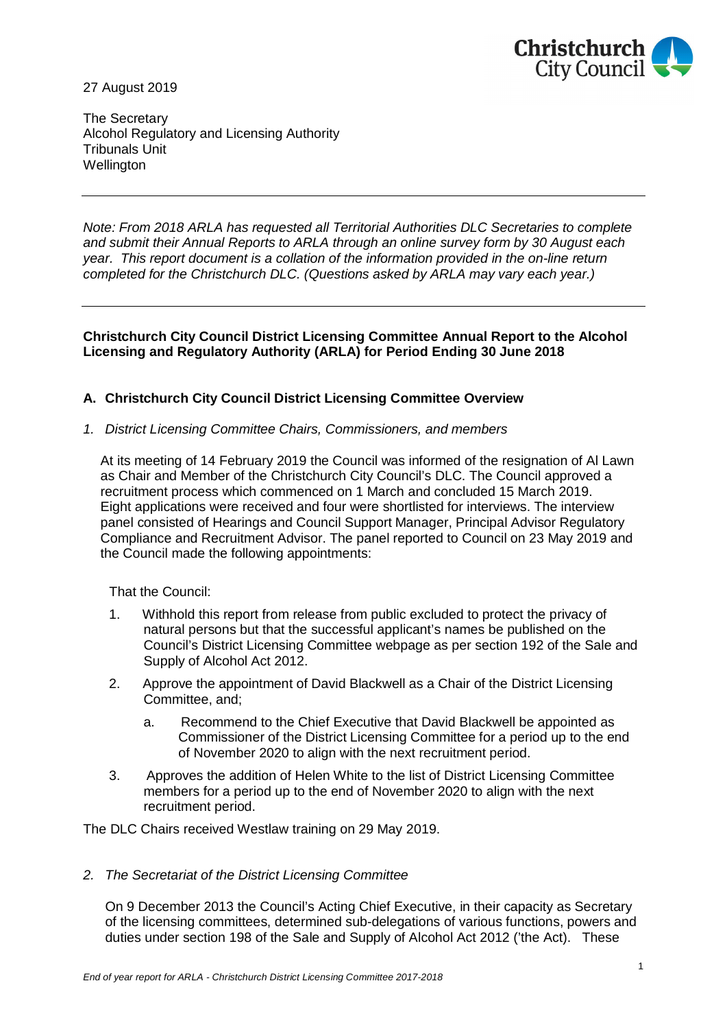27 August 2019

The Secretary
Alcohol Regulatory and Licensing Authority
Tribunals Unit
Wellington

---

*Note: From 2018 ARLA has requested all Territorial Authorities DLC Secretaries to complete and submit their Annual Reports to ARLA through an online survey form by 30 August each year. This report document is a collation of the information provided in the on-line return completed for the Christchurch DLC. (Questions asked by ARLA may vary each year.)*

---

**Christchurch City Council District Licensing Committee Annual Report to the Alcohol Licensing and Regulatory Authority (ARLA) for Period Ending 30 June 2018**

## A. Christchurch City Council District Licensing Committee Overview

*1. District Licensing Committee Chairs, Commissioners, and members*

At its meeting of 14 February 2019 the Council was informed of the resignation of Al Lawn as Chair and Member of the Christchurch City Council's DLC. The Council approved a recruitment process which commenced on 1 March and concluded 15 March 2019. Eight applications were received and four were shortlisted for interviews. The interview panel consisted of Hearings and Council Support Manager, Principal Advisor Regulatory Compliance and Recruitment Advisor. The panel reported to Council on 23 May 2019 and the Council made the following appointments:

That the Council:

1. Withhold this report from release from public excluded to protect the privacy of natural persons but that the successful applicant's names be published on the Council's District Licensing Committee webpage as per section 192 of the Sale and Supply of Alcohol Act 2012.
2. Approve the appointment of David Blackwell as a Chair of the District Licensing Committee, and;
   a. Recommend to the Chief Executive that David Blackwell be appointed as Commissioner of the District Licensing Committee for a period up to the end of November 2020 to align with the next recruitment period.
3. Approves the addition of Helen White to the list of District Licensing Committee members for a period up to the end of November 2020 to align with the next recruitment period.

The DLC Chairs received Westlaw training on 29 May 2019.

*2. The Secretariat of the District Licensing Committee*

On 9 December 2013 the Council's Acting Chief Executive, in their capacity as Secretary of the licensing committees, determined sub-delegations of various functions, powers and duties under section 198 of the Sale and Supply of Alcohol Act 2012 ('the Act'). These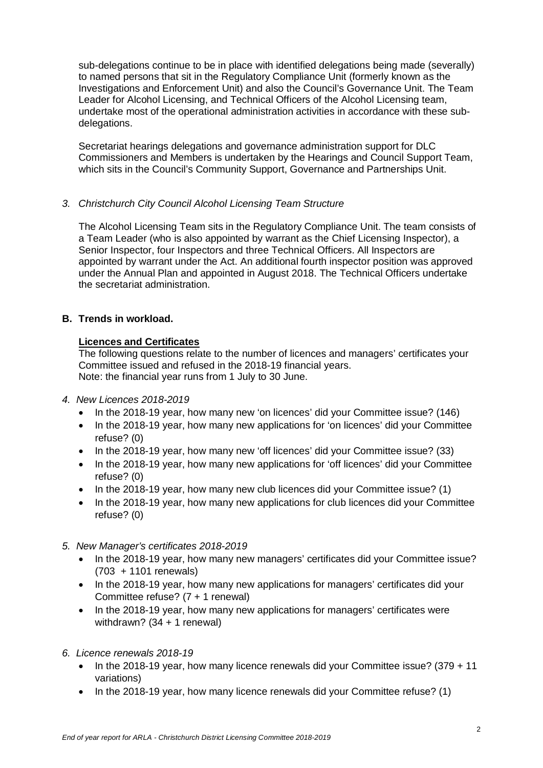sub-delegations continue to be in place with identified delegations being made (severally) to named persons that sit in the Regulatory Compliance Unit (formerly known as the Investigations and Enforcement Unit) and also the Council's Governance Unit. The Team Leader for Alcohol Licensing, and Technical Officers of the Alcohol Licensing team, undertake most of the operational administration activities in accordance with these sub-delegations.

Secretariat hearings delegations and governance administration support for DLC Commissioners and Members is undertaken by the Hearings and Council Support Team, which sits in the Council's Community Support, Governance and Partnerships Unit.

*3. Christchurch City Council Alcohol Licensing Team Structure*

The Alcohol Licensing Team sits in the Regulatory Compliance Unit. The team consists of a Team Leader (who is also appointed by warrant as the Chief Licensing Inspector), a Senior Inspector, four Inspectors and three Technical Officers. All Inspectors are appointed by warrant under the Act. An additional fourth inspector position was approved under the Annual Plan and appointed in August 2018. The Technical Officers undertake the secretariat administration.

## B. Trends in workload.

**Licences and Certificates**

The following questions relate to the number of licences and managers' certificates your Committee issued and refused in the 2018-19 financial years.
Note: the financial year runs from 1 July to 30 June.

*4. New Licences 2018-2019*

- In the 2018-19 year, how many new 'on licences' did your Committee issue? (146)
- In the 2018-19 year, how many new applications for 'on licences' did your Committee refuse? (0)
- In the 2018-19 year, how many new 'off licences' did your Committee issue? (33)
- In the 2018-19 year, how many new applications for 'off licences' did your Committee refuse? (0)
- In the 2018-19 year, how many new club licences did your Committee issue? (1)
- In the 2018-19 year, how many new applications for club licences did your Committee refuse? (0)

*5. New Manager's certificates 2018-2019*

- In the 2018-19 year, how many new managers' certificates did your Committee issue? (703 + 1101 renewals)
- In the 2018-19 year, how many new applications for managers' certificates did your Committee refuse? (7 + 1 renewal)
- In the 2018-19 year, how many new applications for managers' certificates were withdrawn? (34 + 1 renewal)

*6. Licence renewals 2018-19*

- In the 2018-19 year, how many licence renewals did your Committee issue? (379 + 11 variations)
- In the 2018-19 year, how many licence renewals did your Committee refuse? (1)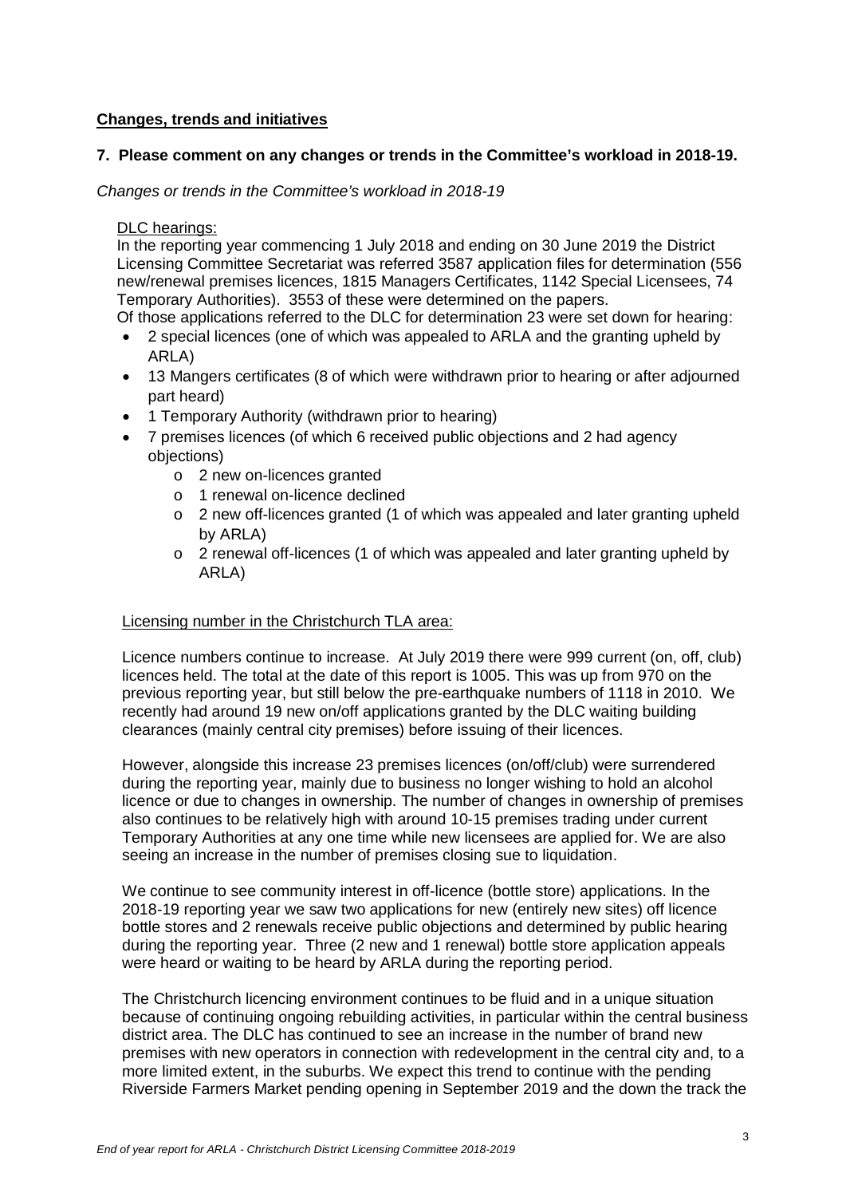**Changes, trends and initiatives**

**7. Please comment on any changes or trends in the Committee's workload in 2018-19.**

*Changes or trends in the Committee's workload in 2018-19*

DLC hearings:

In the reporting year commencing 1 July 2018 and ending on 30 June 2019 the District Licensing Committee Secretariat was referred 3587 application files for determination (556 new/renewal premises licences, 1815 Managers Certificates, 1142 Special Licensees, 74 Temporary Authorities). 3553 of these were determined on the papers.

Of those applications referred to the DLC for determination 23 were set down for hearing:

- 2 special licences (one of which was appealed to ARLA and the granting upheld by ARLA)
- 13 Mangers certificates (8 of which were withdrawn prior to hearing or after adjourned part heard)
- 1 Temporary Authority (withdrawn prior to hearing)
- 7 premises licences (of which 6 received public objections and 2 had agency objections)
    - 2 new on-licences granted
    - 1 renewal on-licence declined
    - 2 new off-licences granted (1 of which was appealed and later granting upheld by ARLA)
    - 2 renewal off-licences (1 of which was appealed and later granting upheld by ARLA)

Licensing number in the Christchurch TLA area:

Licence numbers continue to increase. At July 2019 there were 999 current (on, off, club) licences held. The total at the date of this report is 1005. This was up from 970 on the previous reporting year, but still below the pre-earthquake numbers of 1118 in 2010. We recently had around 19 new on/off applications granted by the DLC waiting building clearances (mainly central city premises) before issuing of their licences.

However, alongside this increase 23 premises licences (on/off/club) were surrendered during the reporting year, mainly due to business no longer wishing to hold an alcohol licence or due to changes in ownership. The number of changes in ownership of premises also continues to be relatively high with around 10-15 premises trading under current Temporary Authorities at any one time while new licensees are applied for. We are also seeing an increase in the number of premises closing sue to liquidation.

We continue to see community interest in off-licence (bottle store) applications. In the 2018-19 reporting year we saw two applications for new (entirely new sites) off licence bottle stores and 2 renewals receive public objections and determined by public hearing during the reporting year. Three (2 new and 1 renewal) bottle store application appeals were heard or waiting to be heard by ARLA during the reporting period.

The Christchurch licencing environment continues to be fluid and in a unique situation because of continuing ongoing rebuilding activities, in particular within the central business district area. The DLC has continued to see an increase in the number of brand new premises with new operators in connection with redevelopment in the central city and, to a more limited extent, in the suburbs. We expect this trend to continue with the pending Riverside Farmers Market pending opening in September 2019 and the down the track the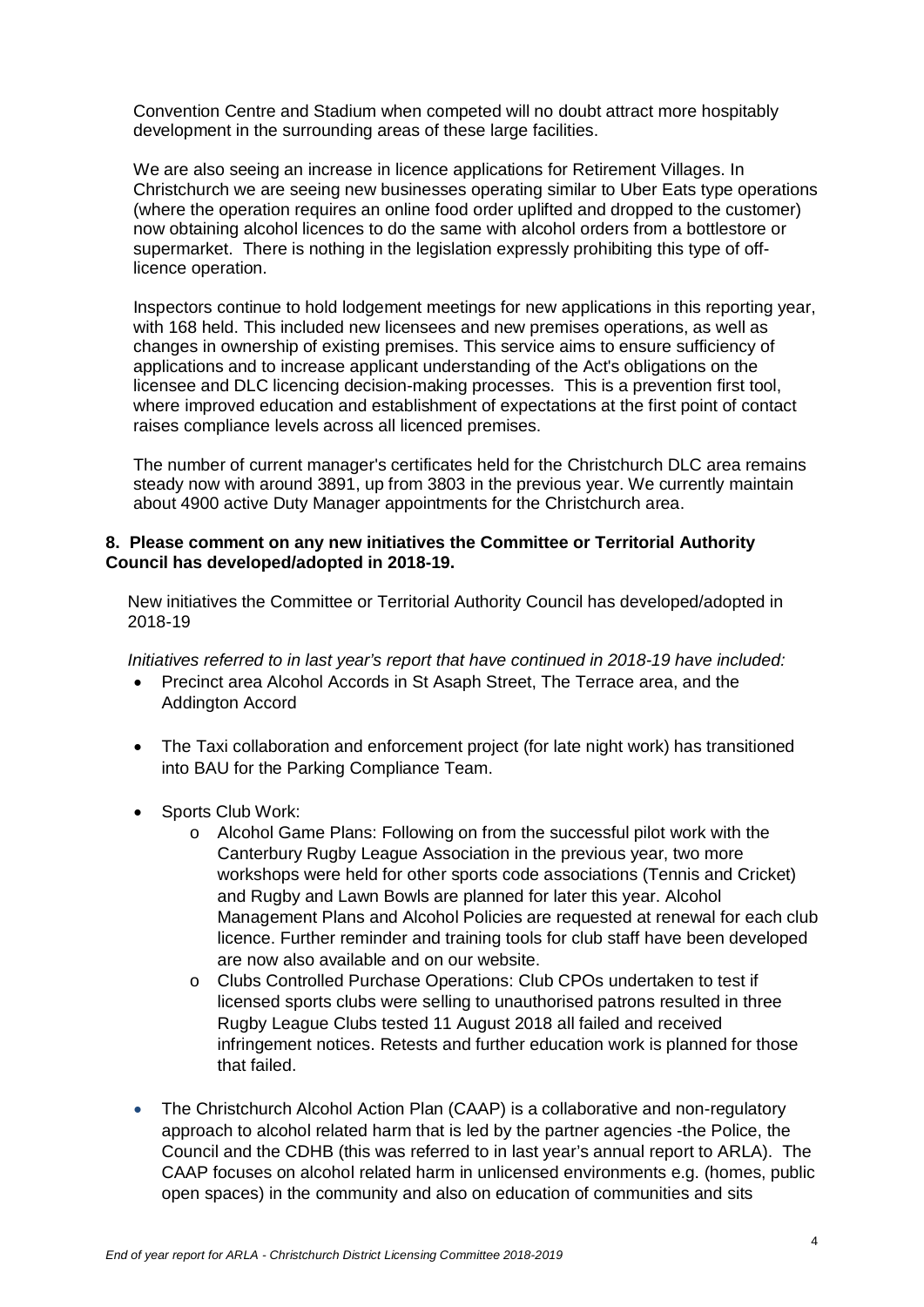Convention Centre and Stadium when competed will no doubt attract more hospitably development in the surrounding areas of these large facilities.

We are also seeing an increase in licence applications for Retirement Villages. In Christchurch we are seeing new businesses operating similar to Uber Eats type operations (where the operation requires an online food order uplifted and dropped to the customer) now obtaining alcohol licences to do the same with alcohol orders from a bottlestore or supermarket. There is nothing in the legislation expressly prohibiting this type of off-licence operation.

Inspectors continue to hold lodgement meetings for new applications in this reporting year, with 168 held. This included new licensees and new premises operations, as well as changes in ownership of existing premises. This service aims to ensure sufficiency of applications and to increase applicant understanding of the Act's obligations on the licensee and DLC licencing decision-making processes. This is a prevention first tool, where improved education and establishment of expectations at the first point of contact raises compliance levels across all licenced premises.

The number of current manager's certificates held for the Christchurch DLC area remains steady now with around 3891, up from 3803 in the previous year. We currently maintain about 4900 active Duty Manager appointments for the Christchurch area.

**8. Please comment on any new initiatives the Committee or Territorial Authority Council has developed/adopted in 2018-19.**

New initiatives the Committee or Territorial Authority Council has developed/adopted in 2018-19

*Initiatives referred to in last year's report that have continued in 2018-19 have included:*

- Precinct area Alcohol Accords in St Asaph Street, The Terrace area, and the Addington Accord
- The Taxi collaboration and enforcement project (for late night work) has transitioned into BAU for the Parking Compliance Team.
- Sports Club Work:
  - Alcohol Game Plans: Following on from the successful pilot work with the Canterbury Rugby League Association in the previous year, two more workshops were held for other sports code associations (Tennis and Cricket) and Rugby and Lawn Bowls are planned for later this year. Alcohol Management Plans and Alcohol Policies are requested at renewal for each club licence. Further reminder and training tools for club staff have been developed are now also available and on our website.
  - Clubs Controlled Purchase Operations: Club CPOs undertaken to test if licensed sports clubs were selling to unauthorised patrons resulted in three Rugby League Clubs tested 11 August 2018 all failed and received infringement notices. Retests and further education work is planned for those that failed.
- The Christchurch Alcohol Action Plan (CAAP) is a collaborative and non-regulatory approach to alcohol related harm that is led by the partner agencies -the Police, the Council and the CDHB (this was referred to in last year's annual report to ARLA). The CAAP focuses on alcohol related harm in unlicensed environments e.g. (homes, public open spaces) in the community and also on education of communities and sits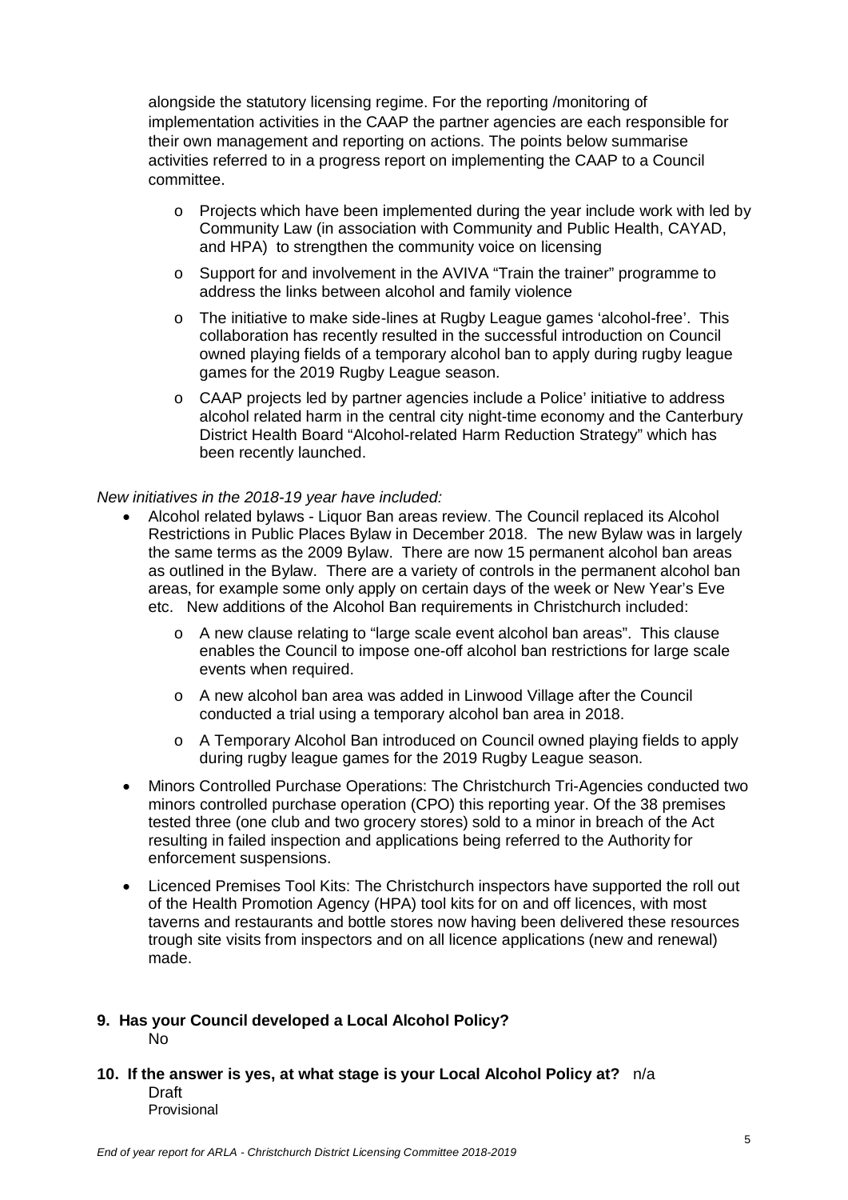alongside the statutory licensing regime. For the reporting /monitoring of implementation activities in the CAAP the partner agencies are each responsible for their own management and reporting on actions. The points below summarise activities referred to in a progress report on implementing the CAAP to a Council committee.

- Projects which have been implemented during the year include work with led by Community Law (in association with Community and Public Health, CAYAD, and HPA) to strengthen the community voice on licensing
- Support for and involvement in the AVIVA "Train the trainer" programme to address the links between alcohol and family violence
- The initiative to make side-lines at Rugby League games 'alcohol-free'. This collaboration has recently resulted in the successful introduction on Council owned playing fields of a temporary alcohol ban to apply during rugby league games for the 2019 Rugby League season.
- CAAP projects led by partner agencies include a Police' initiative to address alcohol related harm in the central city night-time economy and the Canterbury District Health Board "Alcohol-related Harm Reduction Strategy" which has been recently launched.

*New initiatives in the 2018-19 year have included:*

- Alcohol related bylaws - Liquor Ban areas review. The Council replaced its Alcohol Restrictions in Public Places Bylaw in December 2018. The new Bylaw was in largely the same terms as the 2009 Bylaw. There are now 15 permanent alcohol ban areas as outlined in the Bylaw. There are a variety of controls in the permanent alcohol ban areas, for example some only apply on certain days of the week or New Year's Eve etc. New additions of the Alcohol Ban requirements in Christchurch included:
  - A new clause relating to "large scale event alcohol ban areas". This clause enables the Council to impose one-off alcohol ban restrictions for large scale events when required.
  - A new alcohol ban area was added in Linwood Village after the Council conducted a trial using a temporary alcohol ban area in 2018.
  - A Temporary Alcohol Ban introduced on Council owned playing fields to apply during rugby league games for the 2019 Rugby League season.
- Minors Controlled Purchase Operations: The Christchurch Tri-Agencies conducted two minors controlled purchase operation (CPO) this reporting year. Of the 38 premises tested three (one club and two grocery stores) sold to a minor in breach of the Act resulting in failed inspection and applications being referred to the Authority for enforcement suspensions.
- Licenced Premises Tool Kits: The Christchurch inspectors have supported the roll out of the Health Promotion Agency (HPA) tool kits for on and off licences, with most taverns and restaurants and bottle stores now having been delivered these resources trough site visits from inspectors and on all licence applications (new and renewal) made.

**9. Has your Council developed a Local Alcohol Policy?**

No

**10. If the answer is yes, at what stage is your Local Alcohol Policy at?** n/a

Draft
Provisional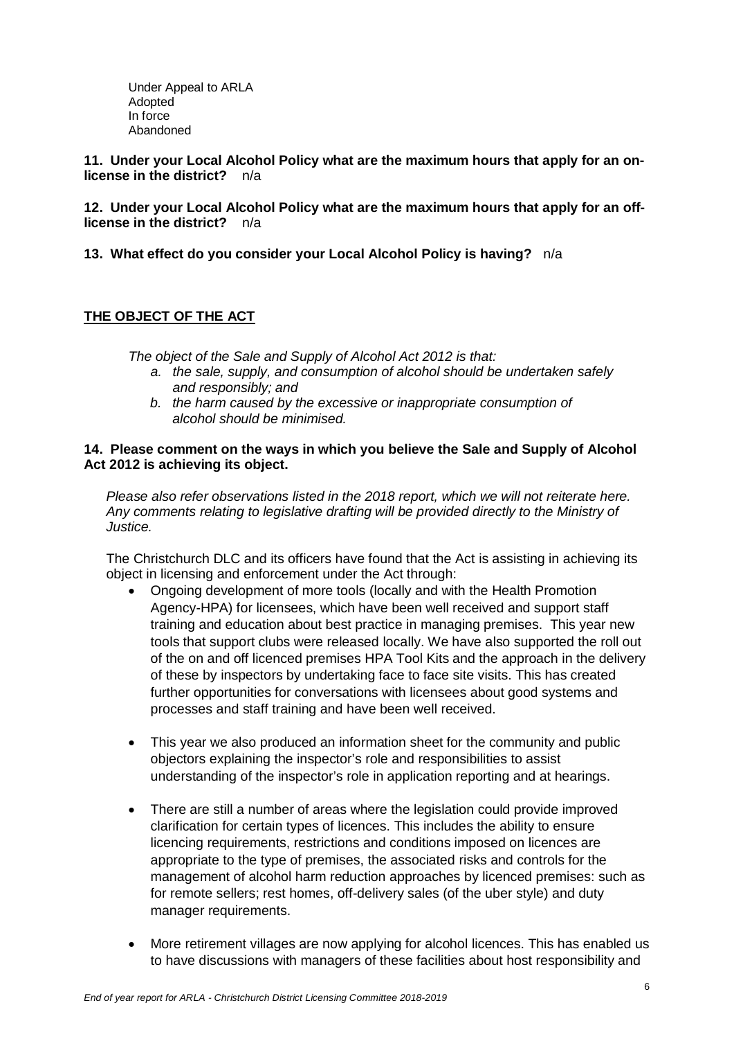Under Appeal to ARLA
Adopted
In force
Abandoned

**11. Under your Local Alcohol Policy what are the maximum hours that apply for an on-license in the district?** n/a

**12. Under your Local Alcohol Policy what are the maximum hours that apply for an off-license in the district?** n/a

**13. What effect do you consider your Local Alcohol Policy is having?** n/a

## THE OBJECT OF THE ACT

*The object of the Sale and Supply of Alcohol Act 2012 is that:*

*a. the sale, supply, and consumption of alcohol should be undertaken safely and responsibly; and*
*b. the harm caused by the excessive or inappropriate consumption of alcohol should be minimised.*

**14. Please comment on the ways in which you believe the Sale and Supply of Alcohol Act 2012 is achieving its object.**

*Please also refer observations listed in the 2018 report, which we will not reiterate here. Any comments relating to legislative drafting will be provided directly to the Ministry of Justice.*

The Christchurch DLC and its officers have found that the Act is assisting in achieving its object in licensing and enforcement under the Act through:

- Ongoing development of more tools (locally and with the Health Promotion Agency-HPA) for licensees, which have been well received and support staff training and education about best practice in managing premises. This year new tools that support clubs were released locally. We have also supported the roll out of the on and off licenced premises HPA Tool Kits and the approach in the delivery of these by inspectors by undertaking face to face site visits. This has created further opportunities for conversations with licensees about good systems and processes and staff training and have been well received.

- This year we also produced an information sheet for the community and public objectors explaining the inspector's role and responsibilities to assist understanding of the inspector's role in application reporting and at hearings.

- There are still a number of areas where the legislation could provide improved clarification for certain types of licences. This includes the ability to ensure licencing requirements, restrictions and conditions imposed on licences are appropriate to the type of premises, the associated risks and controls for the management of alcohol harm reduction approaches by licenced premises: such as for remote sellers; rest homes, off-delivery sales (of the uber style) and duty manager requirements.

- More retirement villages are now applying for alcohol licences. This has enabled us to have discussions with managers of these facilities about host responsibility and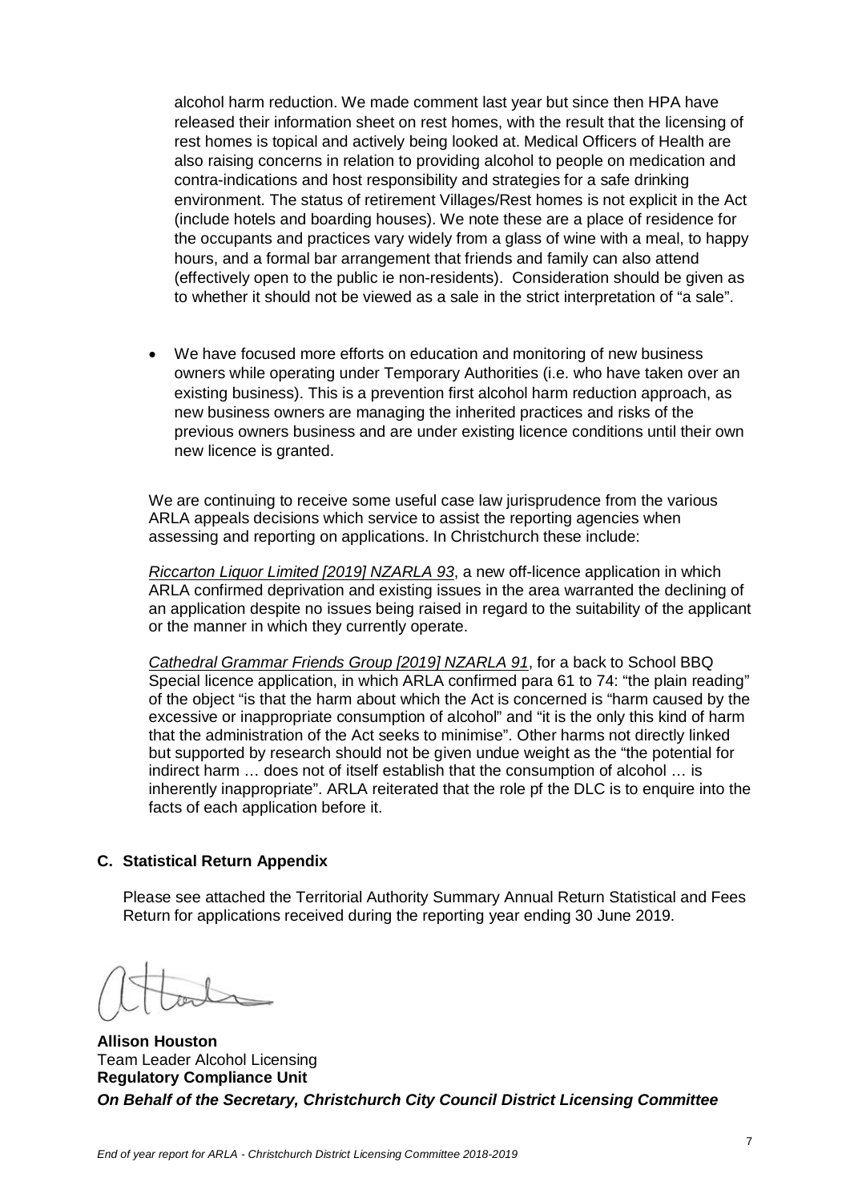alcohol harm reduction. We made comment last year but since then HPA have released their information sheet on rest homes, with the result that the licensing of rest homes is topical and actively being looked at. Medical Officers of Health are also raising concerns in relation to providing alcohol to people on medication and contra-indications and host responsibility and strategies for a safe drinking environment. The status of retirement Villages/Rest homes is not explicit in the Act (include hotels and boarding houses). We note these are a place of residence for the occupants and practices vary widely from a glass of wine with a meal, to happy hours, and a formal bar arrangement that friends and family can also attend (effectively open to the public ie non-residents). Consideration should be given as to whether it should not be viewed as a sale in the strict interpretation of "a sale".

- We have focused more efforts on education and monitoring of new business owners while operating under Temporary Authorities (i.e. who have taken over an existing business). This is a prevention first alcohol harm reduction approach, as new business owners are managing the inherited practices and risks of the previous owners business and are under existing licence conditions until their own new licence is granted.

We are continuing to receive some useful case law jurisprudence from the various ARLA appeals decisions which service to assist the reporting agencies when assessing and reporting on applications. In Christchurch these include:

*Riccarton Liquor Limited [2019] NZARLA 93*, a new off-licence application in which ARLA confirmed deprivation and existing issues in the area warranted the declining of an application despite no issues being raised in regard to the suitability of the applicant or the manner in which they currently operate.

*Cathedral Grammar Friends Group [2019] NZARLA 91*, for a back to School BBQ Special licence application, in which ARLA confirmed para 61 to 74: "the plain reading" of the object "is that the harm about which the Act is concerned is "harm caused by the excessive or inappropriate consumption of alcohol" and "it is the only this kind of harm that the administration of the Act seeks to minimise". Other harms not directly linked but supported by research should not be given undue weight as the "the potential for indirect harm … does not of itself establish that the consumption of alcohol … is inherently inappropriate". ARLA reiterated that the role pf the DLC is to enquire into the facts of each application before it.

## C. Statistical Return Appendix

Please see attached the Territorial Authority Summary Annual Return Statistical and Fees Return for applications received during the reporting year ending 30 June 2019.

**Allison Houston**
Team Leader Alcohol Licensing
**Regulatory Compliance Unit**
***On Behalf of the Secretary, Christchurch City Council District Licensing Committee***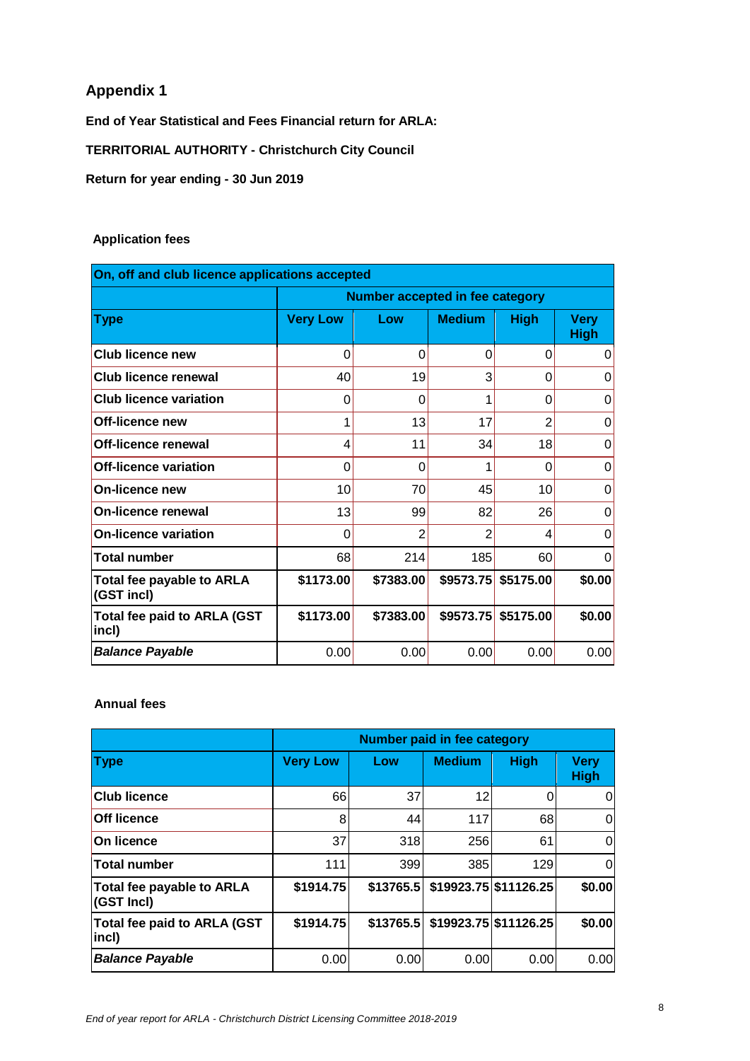## Appendix 1

**End of Year Statistical and Fees Financial return for ARLA:**

**TERRITORIAL AUTHORITY - Christchurch City Council**

**Return for year ending - 30 Jun 2019**

**Application fees**

| On, off and club licence applications accepted | | | | | |
|---|---|---|---|---|---|
| | Number accepted in fee category | | | | |
| **Type** | **Very Low** | **Low** | **Medium** | **High** | **Very High** |
| **Club licence new** | 0 | 0 | 0 | 0 | 0 |
| **Club licence renewal** | 40 | 19 | 3 | 0 | 0 |
| **Club licence variation** | 0 | 0 | 1 | 0 | 0 |
| **Off-licence new** | 1 | 13 | 17 | 2 | 0 |
| **Off-licence renewal** | 4 | 11 | 34 | 18 | 0 |
| **Off-licence variation** | 0 | 0 | 1 | 0 | 0 |
| **On-licence new** | 10 | 70 | 45 | 10 | 0 |
| **On-licence renewal** | 13 | 99 | 82 | 26 | 0 |
| **On-licence variation** | 0 | 2 | 2 | 4 | 0 |
| **Total number** | 68 | 214 | 185 | 60 | 0 |
| **Total fee payable to ARLA (GST incl)** | **$1173.00** | **$7383.00** | **$9573.75** | **$5175.00** | **$0.00** |
| **Total fee paid to ARLA (GST incl)** | **$1173.00** | **$7383.00** | **$9573.75** | **$5175.00** | **$0.00** |
| ***Balance Payable*** | 0.00 | 0.00 | 0.00 | 0.00 | 0.00 |

**Annual fees**

| | Number paid in fee category | | | | |
|---|---|---|---|---|---|
| **Type** | **Very Low** | **Low** | **Medium** | **High** | **Very High** |
| **Club licence** | 66 | 37 | 12 | 0 | 0 |
| **Off licence** | 8 | 44 | 117 | 68 | 0 |
| **On licence** | 37 | 318 | 256 | 61 | 0 |
| **Total number** | 111 | 399 | 385 | 129 | 0 |
| **Total fee payable to ARLA (GST Incl)** | **$1914.75** | **$13765.5** | **$19923.75** | **$11126.25** | **$0.00** |
| **Total fee paid to ARLA (GST incl)** | **$1914.75** | **$13765.5** | **$19923.75** | **$11126.25** | **$0.00** |
| ***Balance Payable*** | 0.00 | 0.00 | 0.00 | 0.00 | 0.00 |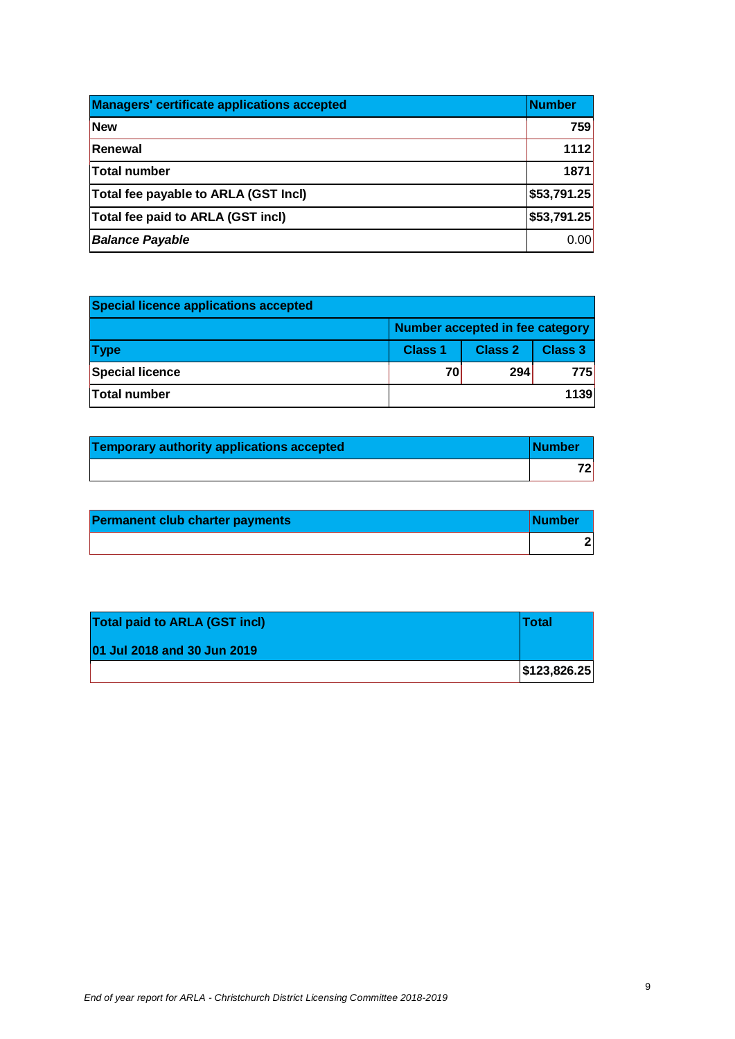| Managers' certificate applications accepted | Number |
| --- | --- |
| New | 759 |
| Renewal | 1112 |
| Total number | 1871 |
| Total fee payable to ARLA (GST Incl) | $53,791.25 |
| Total fee paid to ARLA (GST incl) | $53,791.25 |
| ***Balance Payable*** | 0.00 |

| Special licence applications accepted | | | |
| --- | --- | --- | --- |
| | Number accepted in fee category | | |
| Type | Class 1 | Class 2 | Class 3 |
| Special licence | 70 | 294 | 775 |
| Total number | | | 1139 |

| Temporary authority applications accepted | Number |
| --- | --- |
| | 72 |

| Permanent club charter payments | Number |
| --- | --- |
| | 2 |

| Total paid to ARLA (GST incl) 01 Jul 2018 and 30 Jun 2019 | Total |
| --- | --- |
| | $123,826.25 |

*End of year report for ARLA - Christchurch District Licensing Committee 2018-2019*